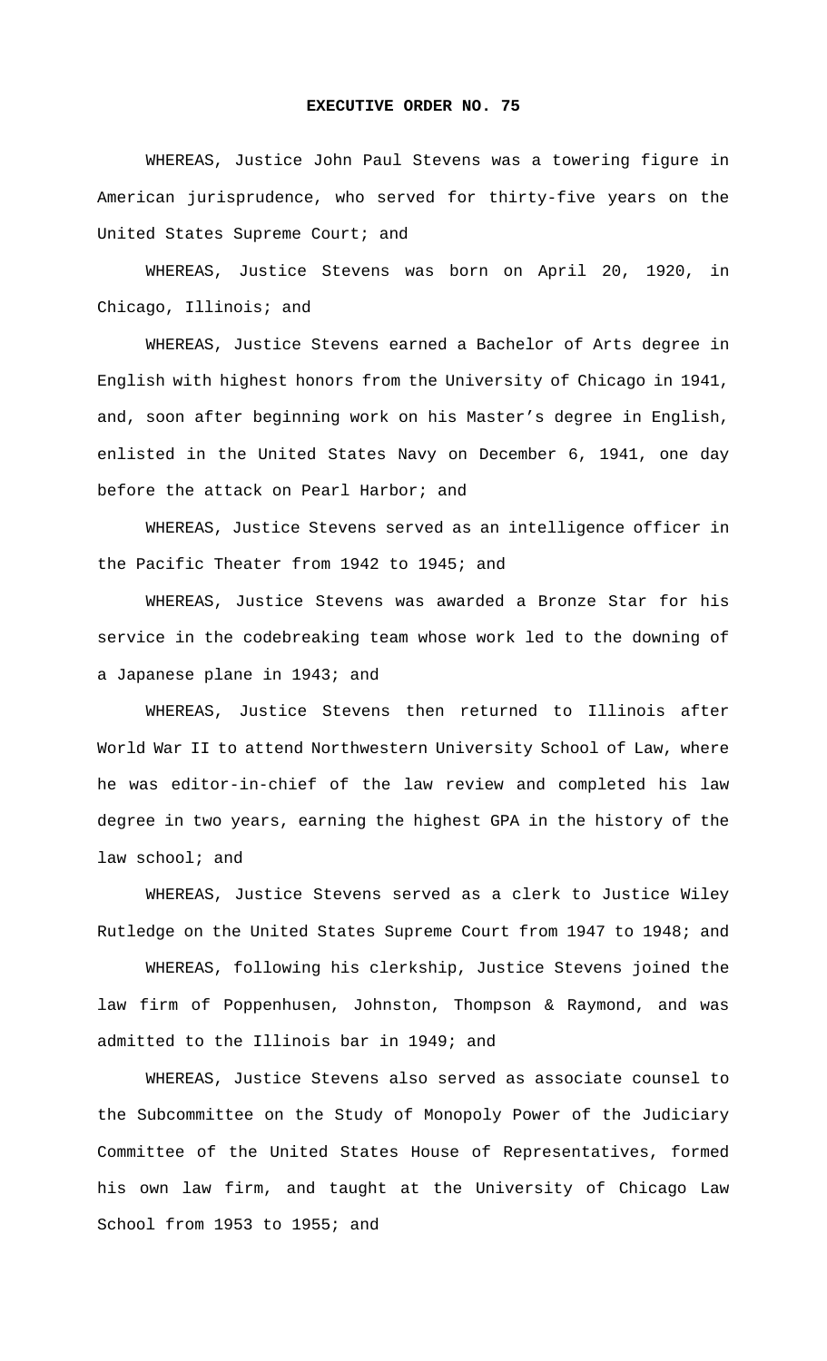**EXECUTIVE ORDER NO. 75**

WHEREAS, Justice John Paul Stevens was a towering figure in American jurisprudence, who served for thirty-five years on the United States Supreme Court; and

WHEREAS, Justice Stevens was born on April 20, 1920, in Chicago, Illinois; and

WHEREAS, Justice Stevens earned a Bachelor of Arts degree in English with highest honors from the University of Chicago in 1941, and, soon after beginning work on his Master's degree in English, enlisted in the United States Navy on December 6, 1941, one day before the attack on Pearl Harbor; and

WHEREAS, Justice Stevens served as an intelligence officer in the Pacific Theater from 1942 to 1945; and

WHEREAS, Justice Stevens was awarded a Bronze Star for his service in the codebreaking team whose work led to the downing of a Japanese plane in 1943; and

WHEREAS, Justice Stevens then returned to Illinois after World War II to attend Northwestern University School of Law, where he was editor-in-chief of the law review and completed his law degree in two years, earning the highest GPA in the history of the law school; and

WHEREAS, Justice Stevens served as a clerk to Justice Wiley Rutledge on the United States Supreme Court from 1947 to 1948; and

WHEREAS, following his clerkship, Justice Stevens joined the law firm of Poppenhusen, Johnston, Thompson & Raymond, and was admitted to the Illinois bar in 1949; and

WHEREAS, Justice Stevens also served as associate counsel to the Subcommittee on the Study of Monopoly Power of the Judiciary Committee of the United States House of Representatives, formed his own law firm, and taught at the University of Chicago Law School from 1953 to 1955; and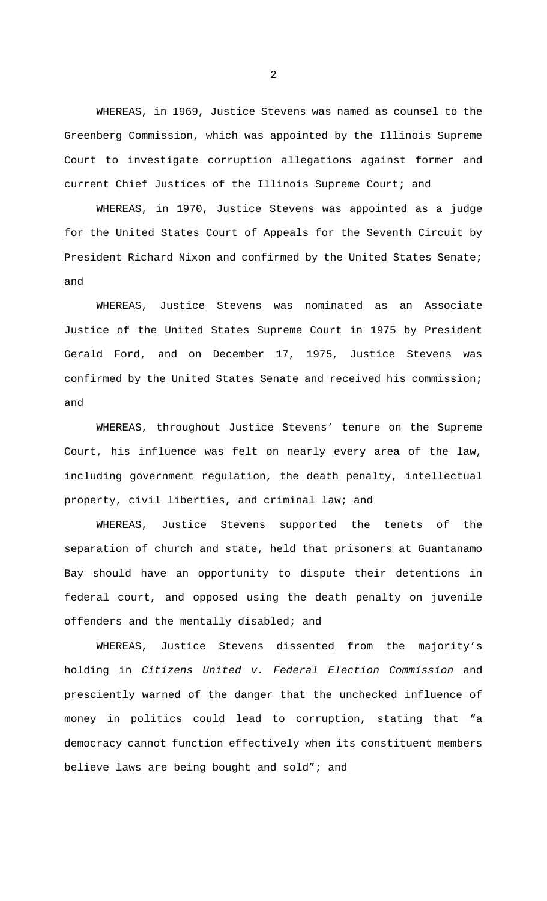WHEREAS, in 1969, Justice Stevens was named as counsel to the Greenberg Commission, which was appointed by the Illinois Supreme Court to investigate corruption allegations against former and current Chief Justices of the Illinois Supreme Court; and

WHEREAS, in 1970, Justice Stevens was appointed as a judge for the United States Court of Appeals for the Seventh Circuit by President Richard Nixon and confirmed by the United States Senate; and

WHEREAS, Justice Stevens was nominated as an Associate Justice of the United States Supreme Court in 1975 by President Gerald Ford, and on December 17, 1975, Justice Stevens was confirmed by the United States Senate and received his commission; and

WHEREAS, throughout Justice Stevens' tenure on the Supreme Court, his influence was felt on nearly every area of the law, including government regulation, the death penalty, intellectual property, civil liberties, and criminal law; and

WHEREAS, Justice Stevens supported the tenets of the separation of church and state, held that prisoners at Guantanamo Bay should have an opportunity to dispute their detentions in federal court, and opposed using the death penalty on juvenile offenders and the mentally disabled; and

WHEREAS, Justice Stevens dissented from the majority's holding in *Citizens United v. Federal Election Commission* and presciently warned of the danger that the unchecked influence of money in politics could lead to corruption, stating that "a democracy cannot function effectively when its constituent members believe laws are being bought and sold"; and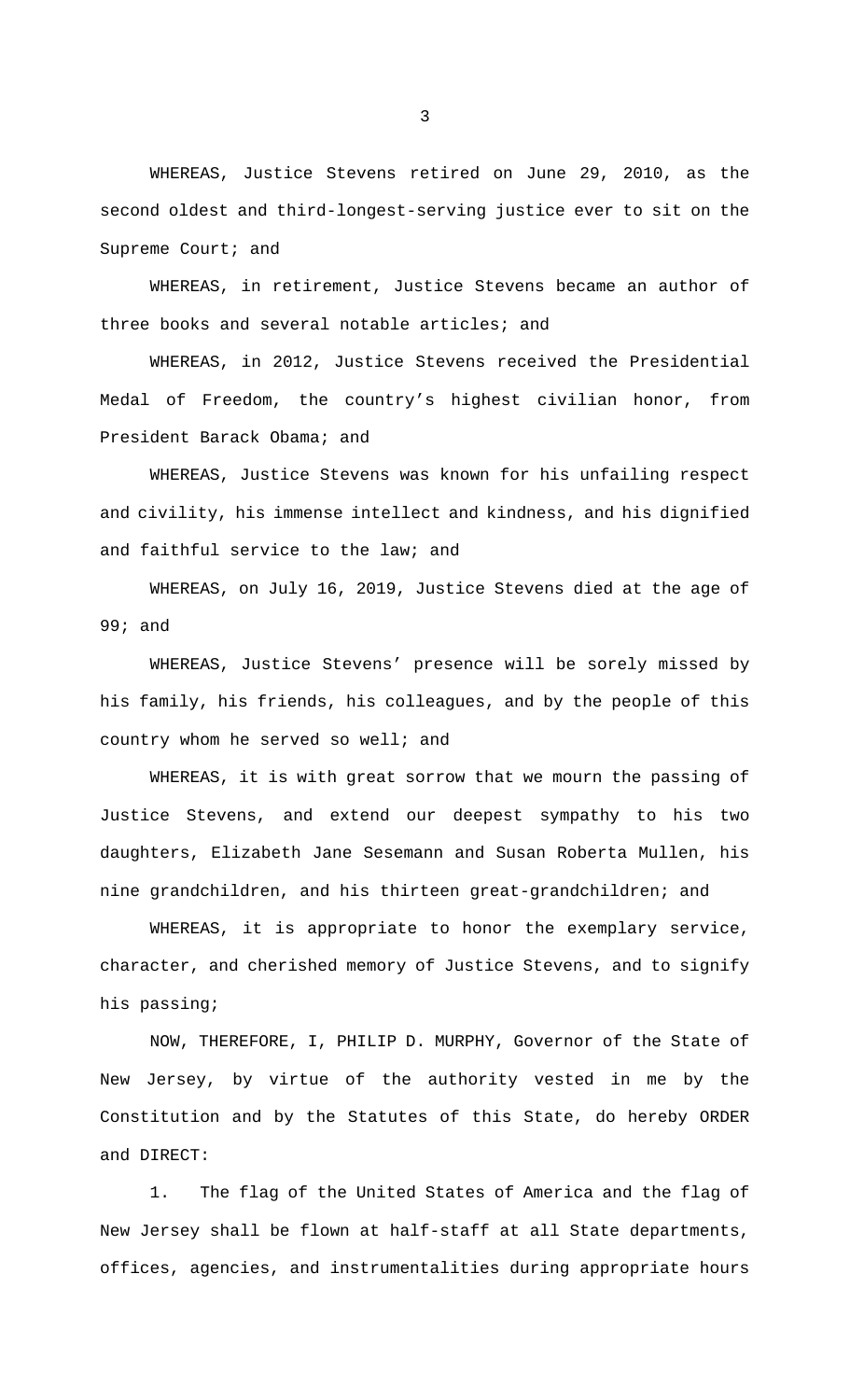WHEREAS, Justice Stevens retired on June 29, 2010, as the second oldest and third-longest-serving justice ever to sit on the Supreme Court; and

WHEREAS, in retirement, Justice Stevens became an author of three books and several notable articles; and

WHEREAS, in 2012, Justice Stevens received the Presidential Medal of Freedom, the country's highest civilian honor, from President Barack Obama; and

WHEREAS, Justice Stevens was known for his unfailing respect and civility, his immense intellect and kindness, and his dignified and faithful service to the law; and

WHEREAS, on July 16, 2019, Justice Stevens died at the age of 99; and

WHEREAS, Justice Stevens' presence will be sorely missed by his family, his friends, his colleagues, and by the people of this country whom he served so well; and

WHEREAS, it is with great sorrow that we mourn the passing of Justice Stevens, and extend our deepest sympathy to his two daughters, Elizabeth Jane Sesemann and Susan Roberta Mullen, his nine grandchildren, and his thirteen great-grandchildren; and

WHEREAS, it is appropriate to honor the exemplary service, character, and cherished memory of Justice Stevens, and to signify his passing;

NOW, THEREFORE, I, PHILIP D. MURPHY, Governor of the State of New Jersey, by virtue of the authority vested in me by the Constitution and by the Statutes of this State, do hereby ORDER and DIRECT:

1. The flag of the United States of America and the flag of New Jersey shall be flown at half-staff at all State departments, offices, agencies, and instrumentalities during appropriate hours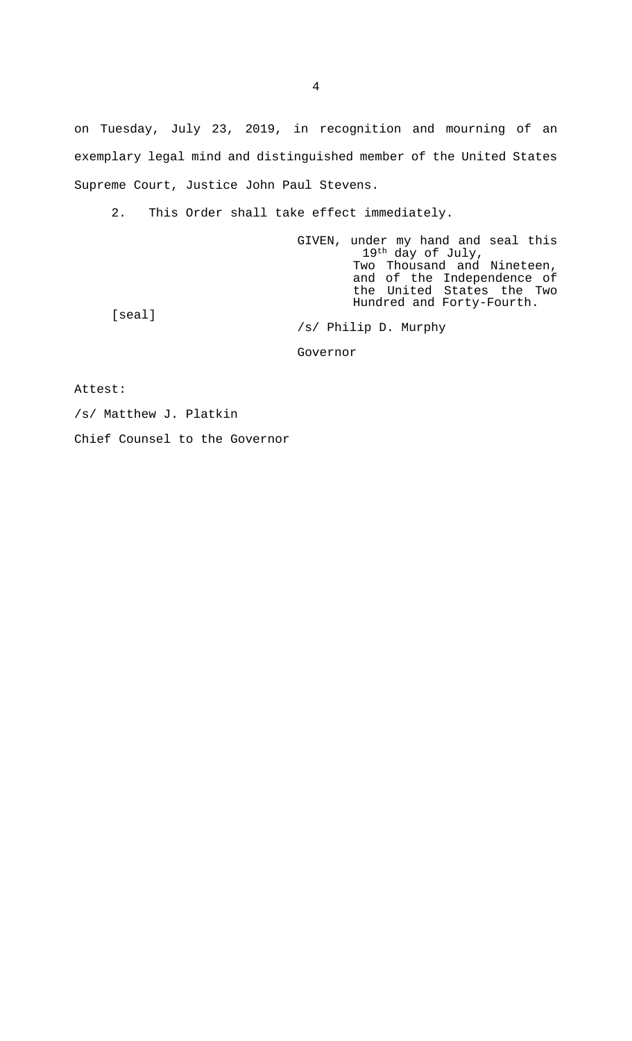on Tuesday, July 23, 2019, in recognition and mourning of an exemplary legal mind and distinguished member of the United States Supreme Court, Justice John Paul Stevens.

2. This Order shall take effect immediately.

GIVEN, under my hand and seal this 19th day of July, Two Thousand and Nineteen, and of the Independence of the United States the Two Hundred and Forty-Fourth.

[seal]

/s/ Philip D. Murphy

Governor

Attest:

/s/ Matthew J. Platkin

Chief Counsel to the Governor